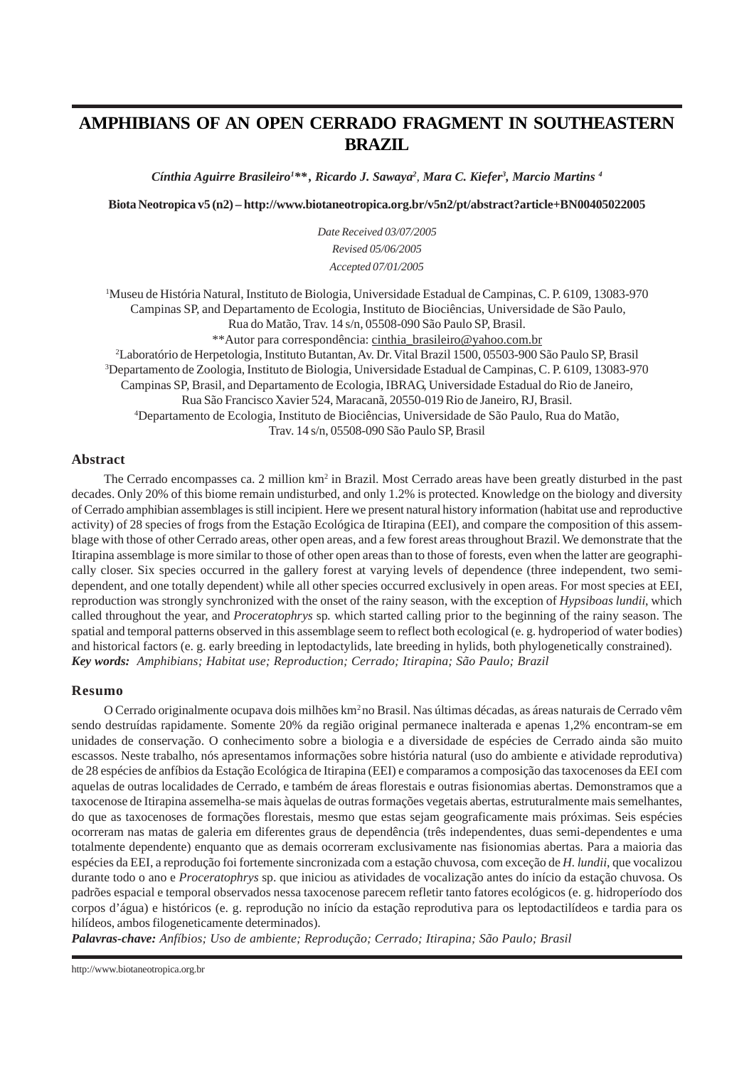# AMPHIBIANS OF AN OPEN CERRADO FRAGMENT IN SOUTHEASTERN BRAZIL

*Cínthia Aguirre Brasileiro[1]\*\*, Ricardo J. Sawaya[2], Mara C. Kiefer[3], Marcio Martins [4]*

**Biota Neotropica v5 (n2) – http://www.biotaneotropica.org.br/v5n2/pt/abstract?article+BN00405022005**

*Date Received 03/07/2005*
*Revised 05/06/2005*
*Accepted 07/01/2005*

[1]Museu de História Natural, Instituto de Biologia, Universidade Estadual de Campinas, C. P. 6109, 13083-970 Campinas SP, and Departamento de Ecologia, Instituto de Biociências, Universidade de São Paulo, Rua do Matão, Trav. 14 s/n, 05508-090 São Paulo SP, Brasil.
\*\*Autor para correspondência: cinthia_brasileiro@yahoo.com.br
[2]Laboratório de Herpetologia, Instituto Butantan, Av. Dr. Vital Brazil 1500, 05503-900 São Paulo SP, Brasil
[3]Departamento de Zoologia, Instituto de Biologia, Universidade Estadual de Campinas, C. P. 6109, 13083-970 Campinas SP, Brasil, and Departamento de Ecologia, IBRAG, Universidade Estadual do Rio de Janeiro, Rua São Francisco Xavier 524, Maracanã, 20550-019 Rio de Janeiro, RJ, Brasil.
[4]Departamento de Ecologia, Instituto de Biociências, Universidade de São Paulo, Rua do Matão, Trav. 14 s/n, 05508-090 São Paulo SP, Brasil

## Abstract

The Cerrado encompasses ca. 2 million km$^2$ in Brazil. Most Cerrado areas have been greatly disturbed in the past decades. Only 20% of this biome remain undisturbed, and only 1.2% is protected. Knowledge on the biology and diversity of Cerrado amphibian assemblages is still incipient. Here we present natural history information (habitat use and reproductive activity) of 28 species of frogs from the Estação Ecológica de Itirapina (EEI), and compare the composition of this assemblage with those of other Cerrado areas, other open areas, and a few forest areas throughout Brazil. We demonstrate that the Itirapina assemblage is more similar to those of other open areas than to those of forests, even when the latter are geographically closer. Six species occurred in the gallery forest at varying levels of dependence (three independent, two semi-dependent, and one totally dependent) while all other species occurred exclusively in open areas. For most species at EEI, reproduction was strongly synchronized with the onset of the rainy season, with the exception of *Hypsiboas lundii*, which called throughout the year, and *Proceratophrys* sp. which started calling prior to the beginning of the rainy season. The spatial and temporal patterns observed in this assemblage seem to reflect both ecological (e. g. hydroperiod of water bodies) and historical factors (e. g. early breeding in leptodactylids, late breeding in hylids, both phylogenetically constrained).

***Key words:** Amphibians; Habitat use; Reproduction; Cerrado; Itirapina; São Paulo; Brazil*

## Resumo

O Cerrado originalmente ocupava dois milhões km$^2$ no Brasil. Nas últimas décadas, as áreas naturais de Cerrado vêm sendo destruídas rapidamente. Somente 20% da região original permanece inalterada e apenas 1,2% encontram-se em unidades de conservação. O conhecimento sobre a biologia e a diversidade de espécies de Cerrado ainda são muito escassos. Neste trabalho, nós apresentamos informações sobre história natural (uso do ambiente e atividade reprodutiva) de 28 espécies de anfíbios da Estação Ecológica de Itirapina (EEI) e comparamos a composição das taxocenoses da EEI com aquelas de outras localidades de Cerrado, e também de áreas florestais e outras fisionomias abertas. Demonstramos que a taxocenose de Itirapina assemelha-se mais àquelas de outras formações vegetais abertas, estruturalmente mais semelhantes, do que as taxocenoses de formações florestais, mesmo que estas sejam geograficamente mais próximas. Seis espécies ocorreram nas matas de galeria em diferentes graus de dependência (três independentes, duas semi-dependentes e uma totalmente dependente) enquanto que as demais ocorreram exclusivamente nas fisionomias abertas. Para a maioria das espécies da EEI, a reprodução foi fortemente sincronizada com a estação chuvosa, com exceção de *H. lundii*, que vocalizou durante todo o ano e *Proceratophrys* sp. que iniciou as atividades de vocalização antes do início da estação chuvosa. Os padrões espacial e temporal observados nessa taxocenose parecem refletir tanto fatores ecológicos (e. g. hidroperíodo dos corpos d'água) e históricos (e. g. reprodução no início da estação reprodutiva para os leptodactilídeos e tardia para os hilídeos, ambos filogeneticamente determinados).

***Palavras-chave:** Anfíbios; Uso de ambiente; Reprodução; Cerrado; Itirapina; São Paulo; Brasil*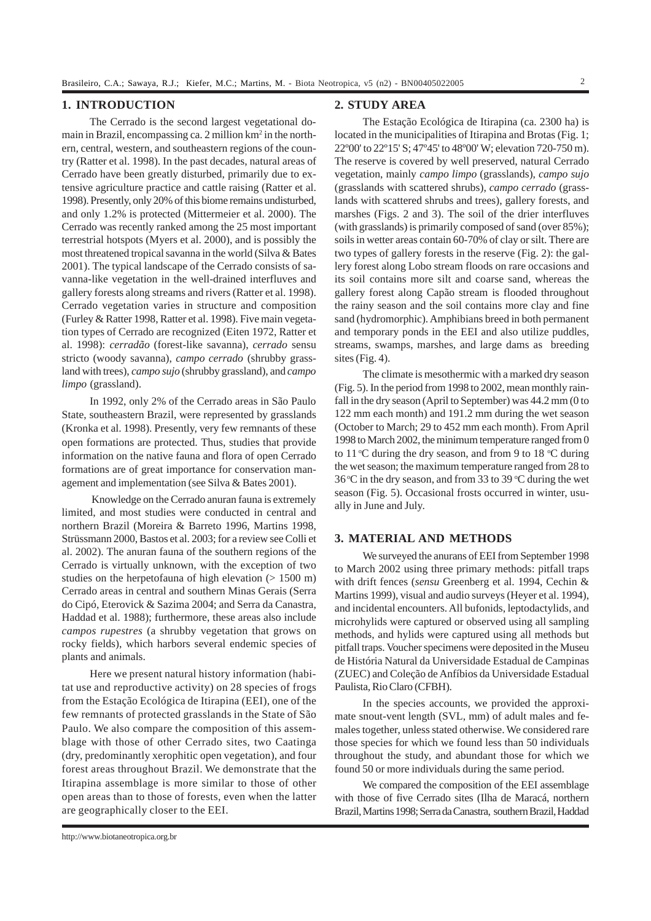## 1. INTRODUCTION

The Cerrado is the second largest vegetational domain in Brazil, encompassing ca. 2 million km$^2$ in the northern, central, western, and southeastern regions of the country (Ratter et al. 1998). In the past decades, natural areas of Cerrado have been greatly disturbed, primarily due to extensive agriculture practice and cattle raising (Ratter et al. 1998). Presently, only 20% of this biome remains undisturbed, and only 1.2% is protected (Mittermeier et al. 2000). The Cerrado was recently ranked among the 25 most important terrestrial hotspots (Myers et al. 2000), and is possibly the most threatened tropical savanna in the world (Silva & Bates 2001). The typical landscape of the Cerrado consists of savanna-like vegetation in the well-drained interfluves and gallery forests along streams and rivers (Ratter et al. 1998). Cerrado vegetation varies in structure and composition (Furley & Ratter 1998, Ratter et al. 1998). Five main vegetation types of Cerrado are recognized (Eiten 1972, Ratter et al. 1998): *cerradão* (forest-like savanna), *cerrado* sensu stricto (woody savanna), *campo cerrado* (shrubby grassland with trees), *campo sujo* (shrubby grassland), and *campo limpo* (grassland).

In 1992, only 2% of the Cerrado areas in São Paulo State, southeastern Brazil, were represented by grasslands (Kronka et al. 1998). Presently, very few remnants of these open formations are protected. Thus, studies that provide information on the native fauna and flora of open Cerrado formations are of great importance for conservation management and implementation (see Silva & Bates 2001).

Knowledge on the Cerrado anuran fauna is extremely limited, and most studies were conducted in central and northern Brazil (Moreira & Barreto 1996, Martins 1998, Strüssmann 2000, Bastos et al. 2003; for a review see Colli et al. 2002). The anuran fauna of the southern regions of the Cerrado is virtually unknown, with the exception of two studies on the herpetofauna of high elevation (> 1500 m) Cerrado areas in central and southern Minas Gerais (Serra do Cipó, Eterovick & Sazima 2004; and Serra da Canastra, Haddad et al. 1988); furthermore, these areas also include *campos rupestres* (a shrubby vegetation that grows on rocky fields), which harbors several endemic species of plants and animals.

Here we present natural history information (habitat use and reproductive activity) on 28 species of frogs from the Estação Ecológica de Itirapina (EEI), one of the few remnants of protected grasslands in the State of São Paulo. We also compare the composition of this assemblage with those of other Cerrado sites, two Caatinga (dry, predominantly xerophitic open vegetation), and four forest areas throughout Brazil. We demonstrate that the Itirapina assemblage is more similar to those of other open areas than to those of forests, even when the latter are geographically closer to the EEI.

## 2. STUDY AREA

The Estação Ecológica de Itirapina (ca. 2300 ha) is located in the municipalities of Itirapina and Brotas (Fig. 1; 22º00' to 22º15' S; 47º45' to 48º00' W; elevation 720-750 m). The reserve is covered by well preserved, natural Cerrado vegetation, mainly *campo limpo* (grasslands), *campo sujo* (grasslands with scattered shrubs), *campo cerrado* (grasslands with scattered shrubs and trees), gallery forests, and marshes (Figs. 2 and 3). The soil of the drier interfluves (with grasslands) is primarily composed of sand (over 85%); soils in wetter areas contain 60-70% of clay or silt. There are two types of gallery forests in the reserve (Fig. 2): the gallery forest along Lobo stream floods on rare occasions and its soil contains more silt and coarse sand, whereas the gallery forest along Capão stream is flooded throughout the rainy season and the soil contains more clay and fine sand (hydromorphic). Amphibians breed in both permanent and temporary ponds in the EEI and also utilize puddles, streams, swamps, marshes, and large dams as breeding sites (Fig. 4).

The climate is mesothermic with a marked dry season (Fig. 5). In the period from 1998 to 2002, mean monthly rainfall in the dry season (April to September) was 44.2 mm (0 to 122 mm each month) and 191.2 mm during the wet season (October to March; 29 to 452 mm each month). From April 1998 to March 2002, the minimum temperature ranged from 0 to 11 ºC during the dry season, and from 9 to 18 ºC during the wet season; the maximum temperature ranged from 28 to 36 ºC in the dry season, and from 33 to 39 ºC during the wet season (Fig. 5). Occasional frosts occurred in winter, usually in June and July.

## 3. MATERIAL AND METHODS

We surveyed the anurans of EEI from September 1998 to March 2002 using three primary methods: pitfall traps with drift fences (*sensu* Greenberg et al. 1994, Cechin & Martins 1999), visual and audio surveys (Heyer et al. 1994), and incidental encounters. All bufonids, leptodactylids, and microhylids were captured or observed using all sampling methods, and hylids were captured using all methods but pitfall traps. Voucher specimens were deposited in the Museu de História Natural da Universidade Estadual de Campinas (ZUEC) and Coleção de Anfíbios da Universidade Estadual Paulista, Rio Claro (CFBH).

In the species accounts, we provided the approximate snout-vent length (SVL, mm) of adult males and females together, unless stated otherwise. We considered rare those species for which we found less than 50 individuals throughout the study, and abundant those for which we found 50 or more individuals during the same period.

We compared the composition of the EEI assemblage with those of five Cerrado sites (Ilha de Maracá, northern Brazil, Martins 1998; Serra da Canastra, southern Brazil, Haddad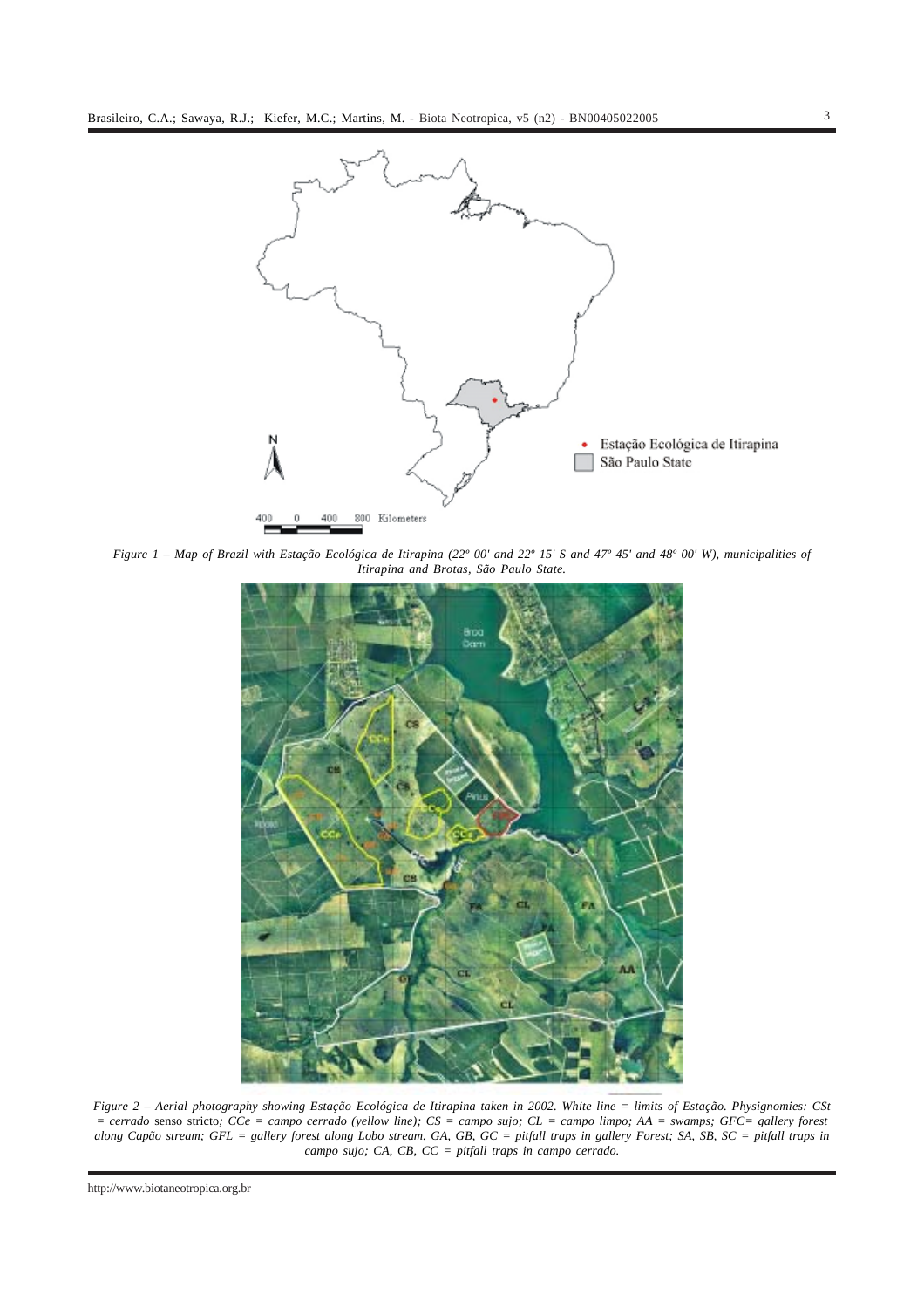*Figure 1 – Map of Brazil with Estação Ecológica de Itirapina (22º 00' and 22º 15' S and 47º 45' and 48º 00' W), municipalities of Itirapina and Brotas, São Paulo State.*

*Figure 2 – Aerial photography showing Estação Ecológica de Itirapina taken in 2002. White line = limits of Estação. Physignomies: CSt = cerrado* senso stricto*; CCe = campo cerrado (yellow line); CS = campo sujo; CL = campo limpo; AA = swamps; GFC= gallery forest along Capão stream; GFL = gallery forest along Lobo stream. GA, GB, GC = pitfall traps in gallery Forest; SA, SB, SC = pitfall traps in campo sujo; CA, CB, CC = pitfall traps in campo cerrado.*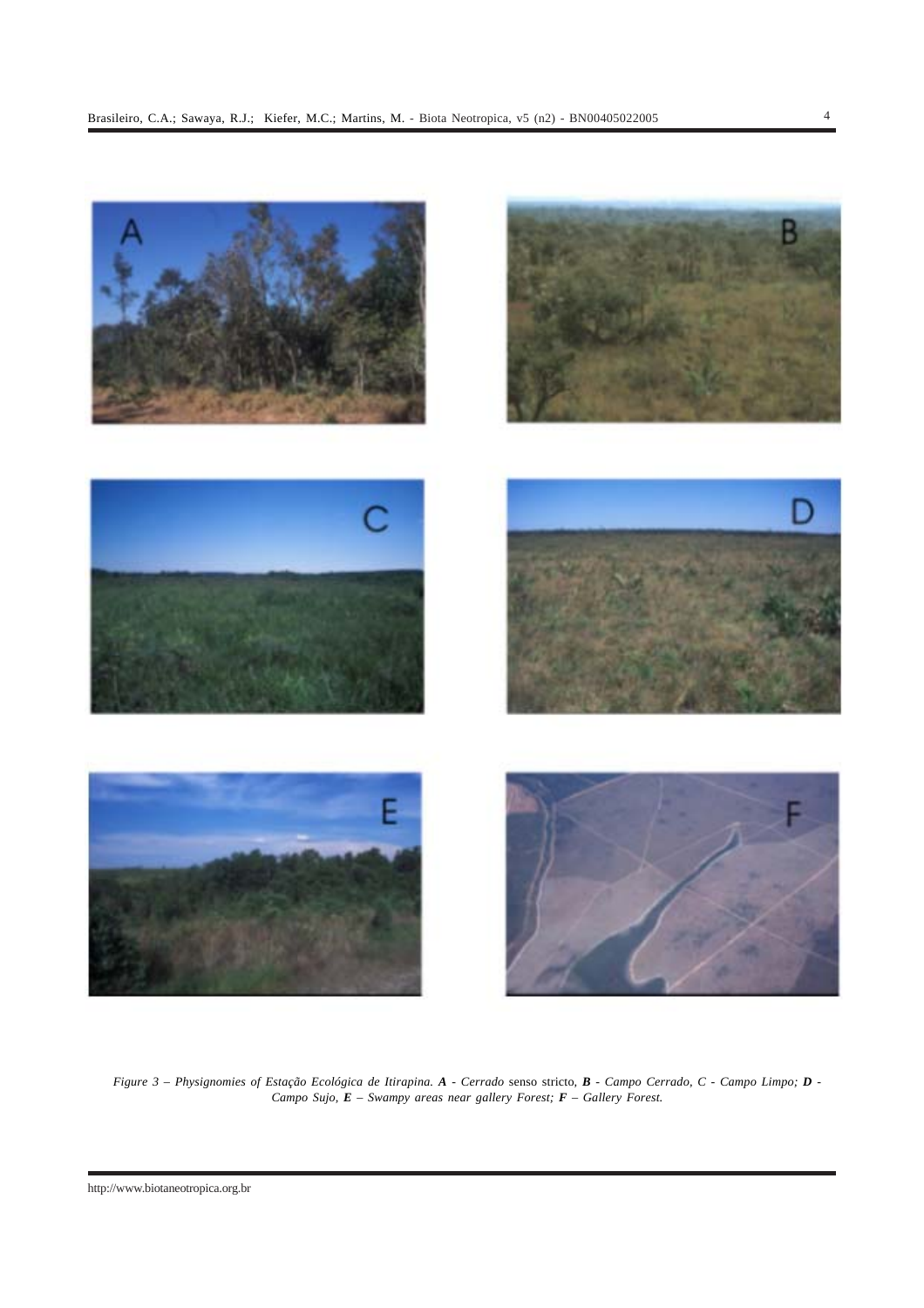*Figure 3 – Physignomies of Estação Ecológica de Itirapina.* ***A*** *- Cerrado* senso stricto, ***B*** *- Campo Cerrado, C - Campo Limpo;* ***D*** *- Campo Sujo,* ***E*** *– Swampy areas near gallery Forest;* ***F*** *– Gallery Forest.*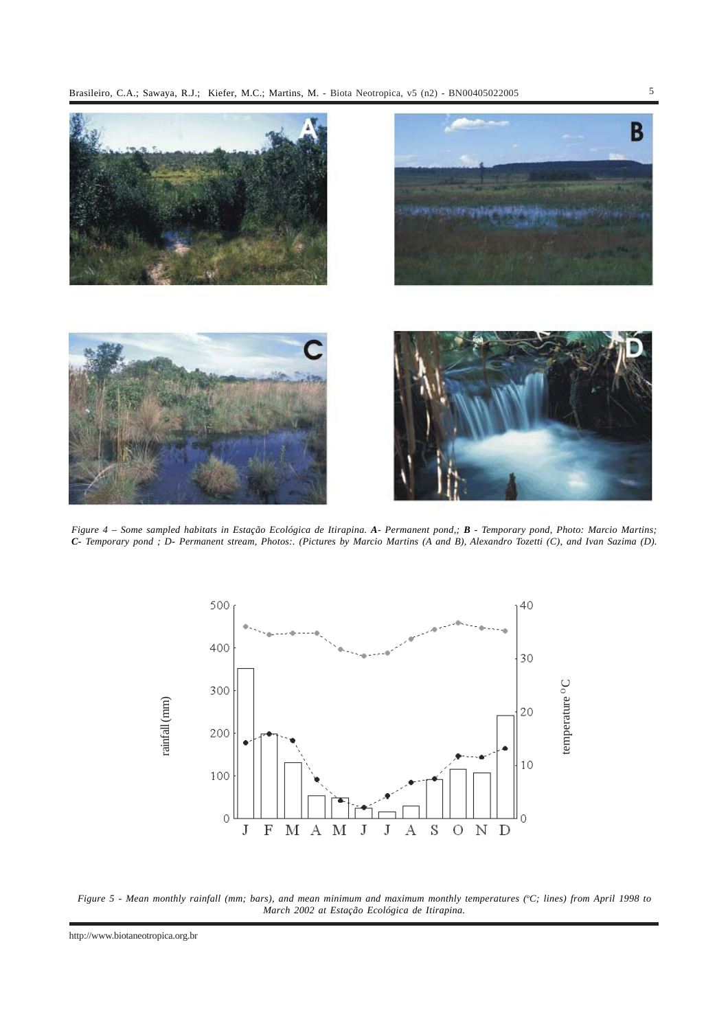*Figure 4 – Some sampled habitats in Estação Ecológica de Itirapina. **A**- Permanent pond,; **B** - Temporary pond, Photo: Marcio Martins; **C**- Temporary pond ; D- Permanent stream, Photos:. (Pictures by Marcio Martins (A and B), Alexandro Tozetti (C), and Ivan Sazima (D).*

*Figure 5 - Mean monthly rainfall (mm; bars), and mean minimum and maximum monthly temperatures (°C; lines) from April 1998 to March 2002 at Estação Ecológica de Itirapina.*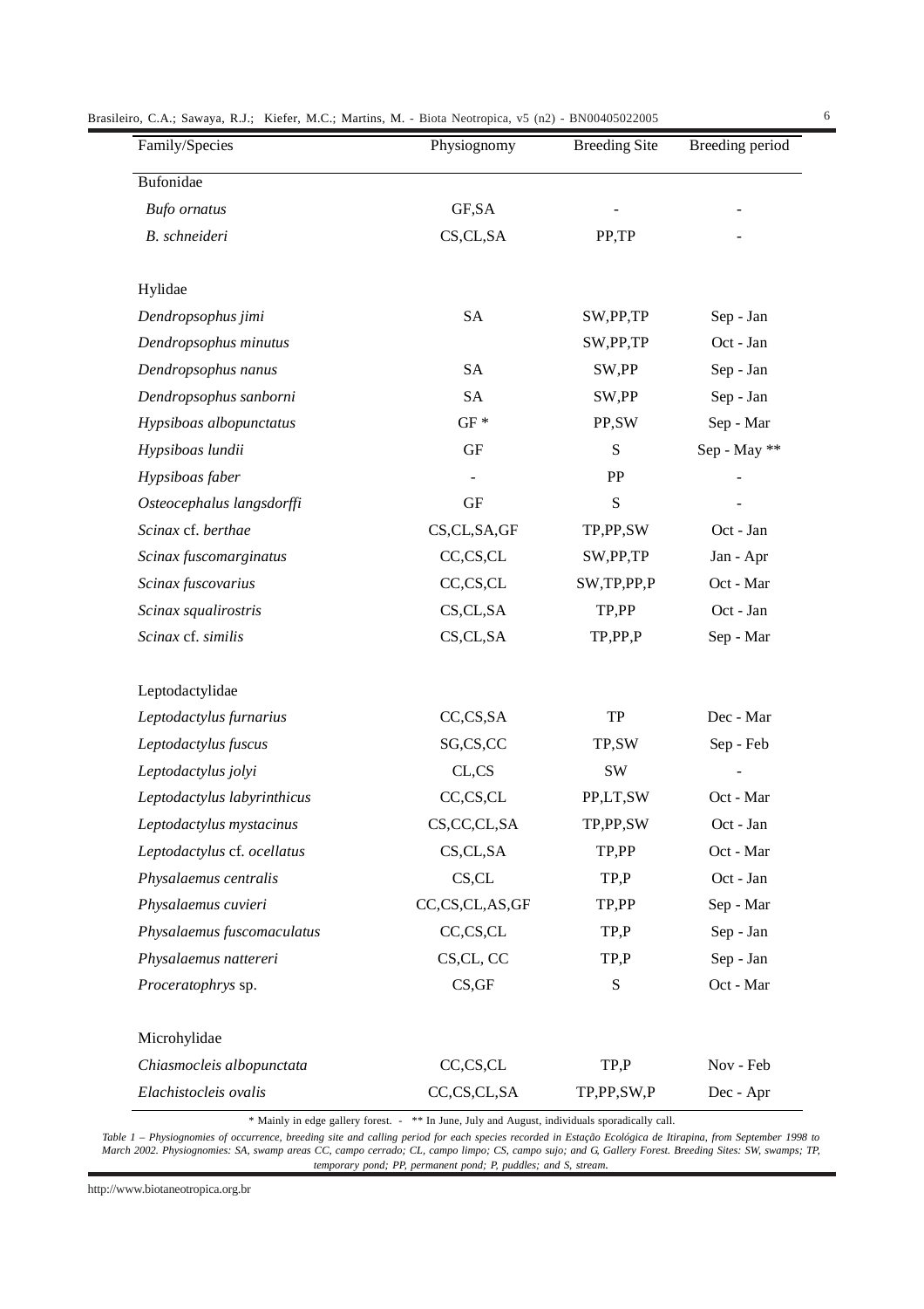| Family/Species | Physiognomy | Breeding Site | Breeding period |
|---|---|---|---|
| Bufonidae | | | |
| *Bufo ornatus* | GF,SA | - | - |
| *B. schneideri* | CS,CL,SA | PP,TP | - |
| Hylidae | | | |
| *Dendropsophus jimi* | SA | SW,PP,TP | Sep - Jan |
| *Dendropsophus minutus* | | SW,PP,TP | Oct - Jan |
| *Dendropsophus nanus* | SA | SW,PP | Sep - Jan |
| *Dendropsophus sanborni* | SA | SW,PP | Sep - Jan |
| *Hypsiboas albopunctatus* | GF * | PP,SW | Sep - Mar |
| *Hypsiboas lundii* | GF | S | Sep - May ** |
| *Hypsiboas faber* | - | PP | - |
| *Osteocephalus langsdorffi* | GF | S | - |
| *Scinax* cf. *berthae* | CS,CL,SA,GF | TP,PP,SW | Oct - Jan |
| *Scinax fuscomarginatus* | CC,CS,CL | SW,PP,TP | Jan - Apr |
| *Scinax fuscovarius* | CC,CS,CL | SW,TP,PP,P | Oct - Mar |
| *Scinax squalirostris* | CS,CL,SA | TP,PP | Oct - Jan |
| *Scinax* cf. *similis* | CS,CL,SA | TP,PP,P | Sep - Mar |
| Leptodactylidae | | | |
| *Leptodactylus furnarius* | CC,CS,SA | TP | Dec - Mar |
| *Leptodactylus fuscus* | SG,CS,CC | TP,SW | Sep - Feb |
| *Leptodactylus jolyi* | CL,CS | SW | - |
| *Leptodactylus labyrinthicus* | CC,CS,CL | PP,LT,SW | Oct - Mar |
| *Leptodactylus mystacinus* | CS,CC,CL,SA | TP,PP,SW | Oct - Jan |
| *Leptodactylus* cf. *ocellatus* | CS,CL,SA | TP,PP | Oct - Mar |
| *Physalaemus centralis* | CS,CL | TP,P | Oct - Jan |
| *Physalaemus cuvieri* | CC,CS,CL,AS,GF | TP,PP | Sep - Mar |
| *Physalaemus fuscomaculatus* | CC,CS,CL | TP,P | Sep - Jan |
| *Physalaemus nattereri* | CS,CL, CC | TP,P | Sep - Jan |
| *Proceratophrys* sp. | CS,GF | S | Oct - Mar |
| Microhylidae | | | |
| *Chiasmocleis albopunctata* | CC,CS,CL | TP,P | Nov - Feb |
| *Elachistocleis ovalis* | CC,CS,CL,SA | TP,PP,SW,P | Dec - Apr |

\* Mainly in edge gallery forest. - ** In June, July and August, individuals sporadically call.

*Table 1 – Physiognomies of occurrence, breeding site and calling period for each species recorded in Estação Ecológica de Itirapina, from September 1998 to March 2002. Physiognomies: SA, swamp areas CC, campo cerrado; CL, campo limpo; CS, campo sujo; and G, Gallery Forest. Breeding Sites: SW, swamps; TP, temporary pond; PP, permanent pond; P, puddles; and S, stream.*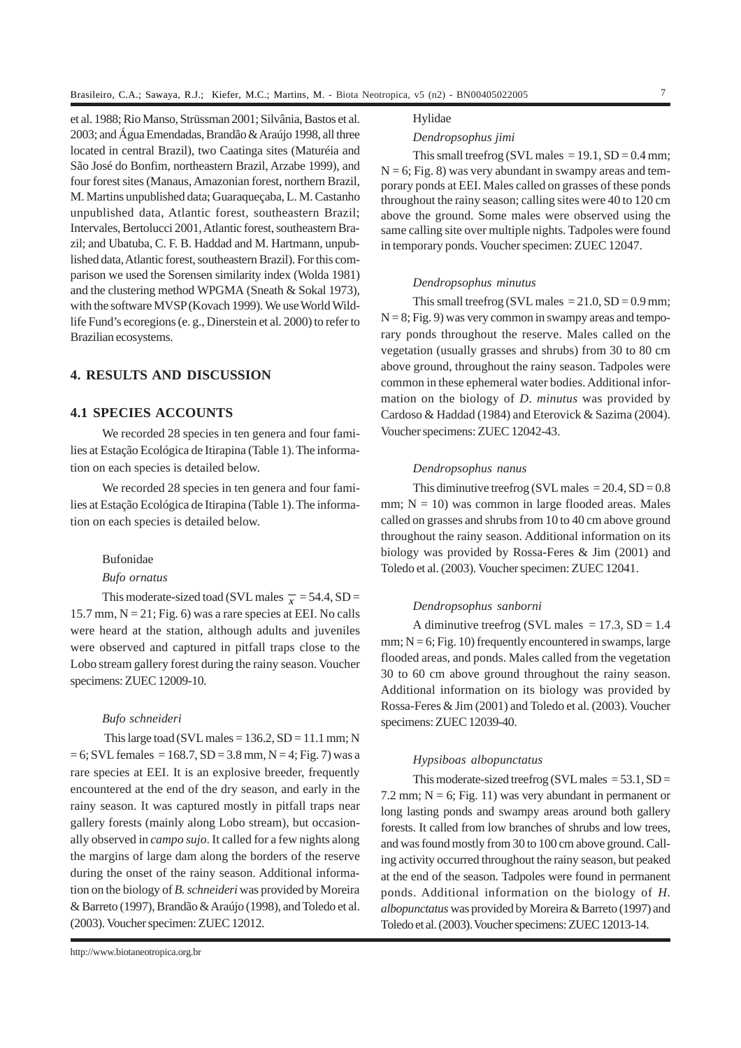et al. 1988; Rio Manso, Strüssman 2001; Silvânia, Bastos et al. 2003; and Água Emendadas, Brandão & Araújo 1998, all three located in central Brazil), two Caatinga sites (Maturéia and São José do Bonfim, northeastern Brazil, Arzabe 1999), and four forest sites (Manaus, Amazonian forest, northern Brazil, M. Martins unpublished data; Guaraqueçaba, L. M. Castanho unpublished data, Atlantic forest, southeastern Brazil; Intervales, Bertolucci 2001, Atlantic forest, southeastern Brazil; and Ubatuba, C. F. B. Haddad and M. Hartmann, unpublished data, Atlantic forest, southeastern Brazil). For this comparison we used the Sorensen similarity index (Wolda 1981) and the clustering method WPGMA (Sneath & Sokal 1973), with the software MVSP (Kovach 1999). We use World Wildlife Fund's ecoregions (e. g., Dinerstein et al. 2000) to refer to Brazilian ecosystems.

## 4. RESULTS AND DISCUSSION

### 4.1 SPECIES ACCOUNTS

We recorded 28 species in ten genera and four families at Estação Ecológica de Itirapina (Table 1). The information on each species is detailed below.

We recorded 28 species in ten genera and four families at Estação Ecológica de Itirapina (Table 1). The information on each species is detailed below.

Bufonidae

*Bufo ornatus*

This moderate-sized toad (SVL males $\overline{x}$ = 54.4, SD = 15.7 mm, N = 21; Fig. 6) was a rare species at EEI. No calls were heard at the station, although adults and juveniles were observed and captured in pitfall traps close to the Lobo stream gallery forest during the rainy season. Voucher specimens: ZUEC 12009-10.

*Bufo schneideri*

This large toad (SVL males = 136.2, SD = 11.1 mm; N = 6; SVL females = 168.7, SD = 3.8 mm, N = 4; Fig. 7) was a rare species at EEI. It is an explosive breeder, frequently encountered at the end of the dry season, and early in the rainy season. It was captured mostly in pitfall traps near gallery forests (mainly along Lobo stream), but occasionally observed in *campo sujo*. It called for a few nights along the margins of large dam along the borders of the reserve during the onset of the rainy season. Additional information on the biology of *B. schneideri* was provided by Moreira & Barreto (1997), Brandão & Araújo (1998), and Toledo et al. (2003). Voucher specimen: ZUEC 12012.

Hylidae

*Dendropsophus jimi*

This small treefrog (SVL males = 19.1, SD = 0.4 mm; N = 6; Fig. 8) was very abundant in swampy areas and temporary ponds at EEI. Males called on grasses of these ponds throughout the rainy season; calling sites were 40 to 120 cm above the ground. Some males were observed using the same calling site over multiple nights. Tadpoles were found in temporary ponds. Voucher specimen: ZUEC 12047.

*Dendropsophus minutus*

This small treefrog (SVL males = 21.0, SD = 0.9 mm; N = 8; Fig. 9) was very common in swampy areas and temporary ponds throughout the reserve. Males called on the vegetation (usually grasses and shrubs) from 30 to 80 cm above ground, throughout the rainy season. Tadpoles were common in these ephemeral water bodies. Additional information on the biology of *D. minutus* was provided by Cardoso & Haddad (1984) and Eterovick & Sazima (2004). Voucher specimens: ZUEC 12042-43.

*Dendropsophus nanus*

This diminutive treefrog (SVL males = 20.4, SD = 0.8 mm; N = 10) was common in large flooded areas. Males called on grasses and shrubs from 10 to 40 cm above ground throughout the rainy season. Additional information on its biology was provided by Rossa-Feres & Jim (2001) and Toledo et al. (2003). Voucher specimen: ZUEC 12041.

*Dendropsophus sanborni*

A diminutive treefrog (SVL males = 17.3, SD = 1.4 mm; N = 6; Fig. 10) frequently encountered in swamps, large flooded areas, and ponds. Males called from the vegetation 30 to 60 cm above ground throughout the rainy season. Additional information on its biology was provided by Rossa-Feres & Jim (2001) and Toledo et al. (2003). Voucher specimens: ZUEC 12039-40.

*Hypsiboas albopunctatus*

This moderate-sized treefrog (SVL males = 53.1, SD = 7.2 mm; N = 6; Fig. 11) was very abundant in permanent or long lasting ponds and swampy areas around both gallery forests. It called from low branches of shrubs and low trees, and was found mostly from 30 to 100 cm above ground. Calling activity occurred throughout the rainy season, but peaked at the end of the season. Tadpoles were found in permanent ponds. Additional information on the biology of *H. albopunctatus* was provided by Moreira & Barreto (1997) and Toledo et al. (2003). Voucher specimens: ZUEC 12013-14.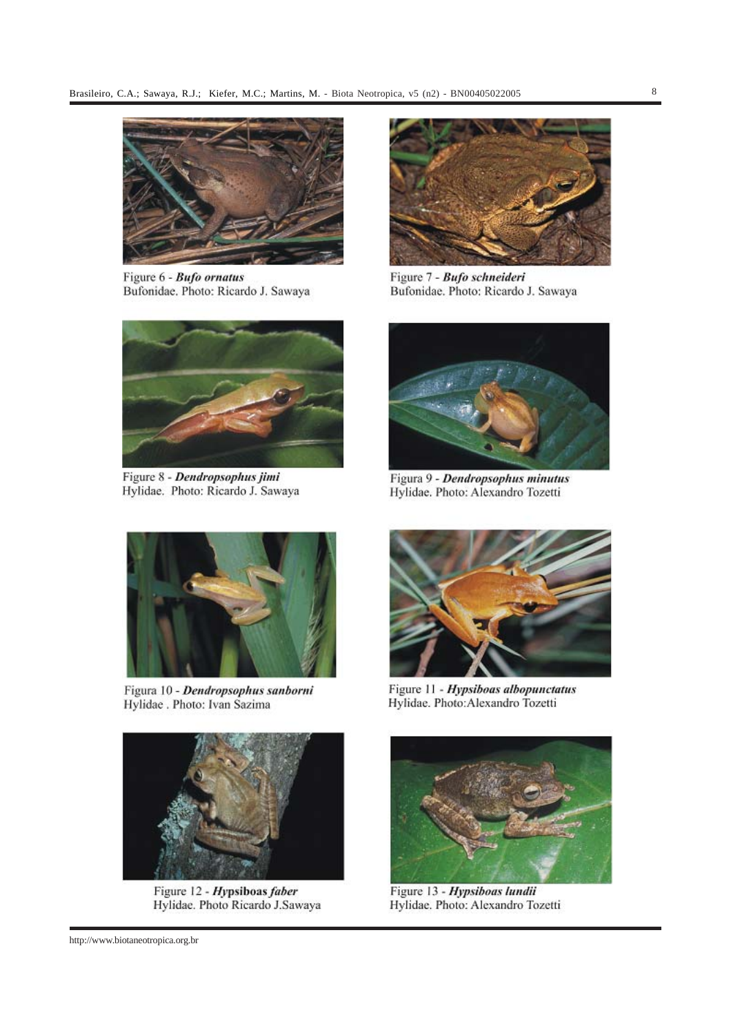Figure 6 - ***Bufo ornatus***
Bufonidae. Photo: Ricardo J. Sawaya

Figure 7 - ***Bufo schneideri***
Bufonidae. Photo: Ricardo J. Sawaya

Figure 8 - ***Dendropsophus jimi***
Hylidae. Photo: Ricardo J. Sawaya

Figura 9 - ***Dendropsophus minutus***
Hylidae. Photo: Alexandro Tozetti

Figura 10 - ***Dendropsophus sanborni***
Hylidae . Photo: Ivan Sazima

Figure 11 - ***Hypsiboas albopunctatus***
Hylidae. Photo:Alexandro Tozetti

Figure 12 - ***Hypsiboas faber***
Hylidae. Photo Ricardo J.Sawaya

Figure 13 - ***Hypsiboas lundii***
Hylidae. Photo: Alexandro Tozetti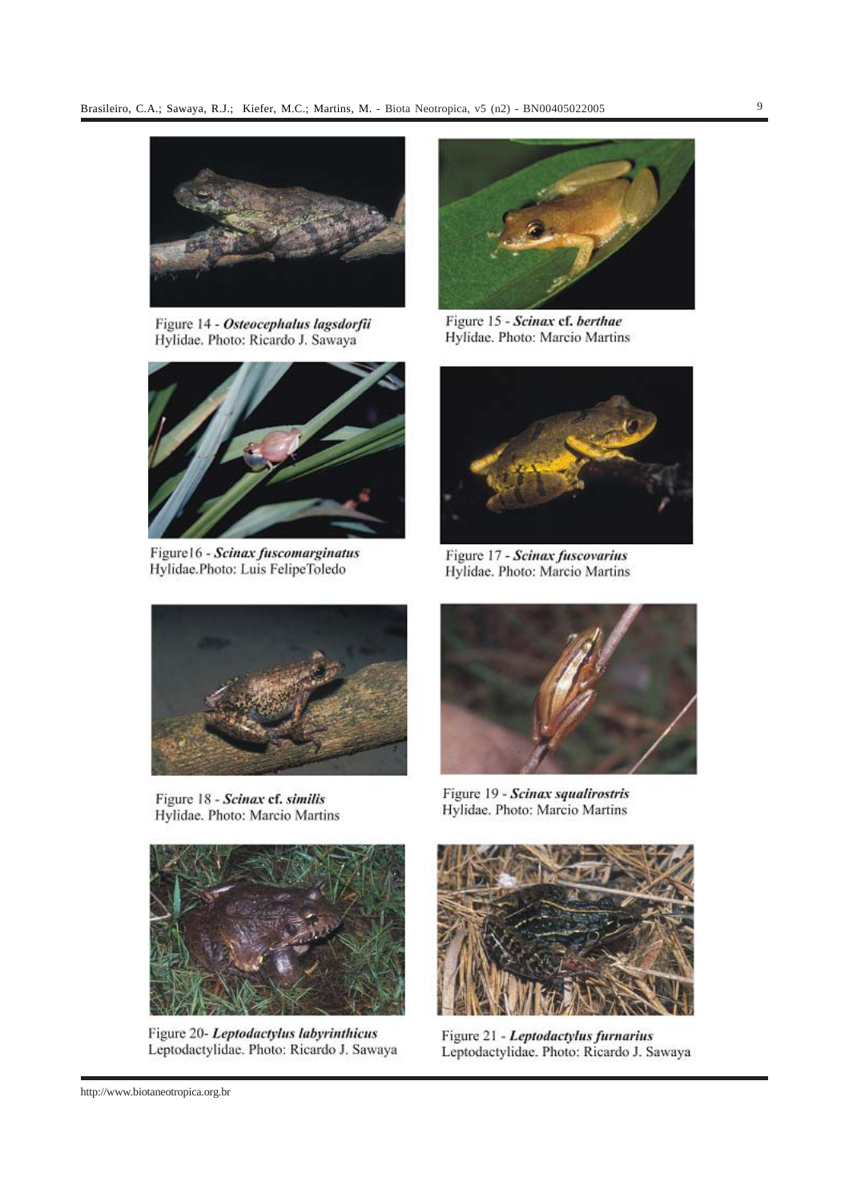Figure 14 - ***Osteocephalus lagsdorfii***
Hylidae. Photo: Ricardo J. Sawaya

Figure 15 - ***Scinax* cf. *berthae***
Hylidae. Photo: Marcio Martins

Figure16 - ***Scinax fuscomarginatus***
Hylidae.Photo: Luis FelipeToledo

Figure 17 - ***Scinax fuscovarius***
Hylidae. Photo: Marcio Martins

Figure 18 - ***Scinax* cf. *similis***
Hylidae. Photo: Marcio Martins

Figure 19 - ***Scinax squalirostris***
Hylidae. Photo: Marcio Martins

Figure 20- ***Leptodactylus labyrinthicus***
Leptodactylidae. Photo: Ricardo J. Sawaya

Figure 21 - ***Leptodactylus furnarius***
Leptodactylidae. Photo: Ricardo J. Sawaya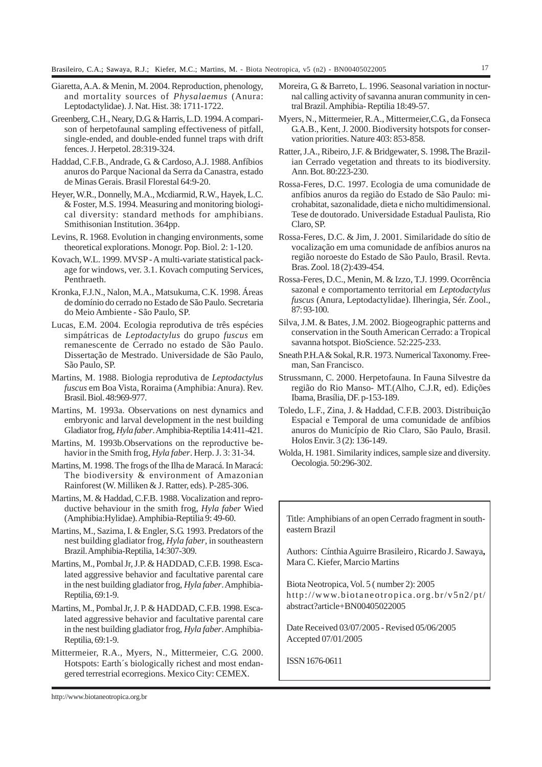Giaretta, A.A. & Menin, M. 2004. Reproduction, phenology, and mortality sources of *Physalaemus* (Anura: Leptodactylidae). J. Nat. Hist. 38: 1711-1722.

Greenberg, C.H., Neary, D.G. & Harris, L.D. 1994. A comparison of herpetofaunal sampling effectiveness of pitfall, single-ended, and double-ended funnel traps with drift fences. J. Herpetol. 28:319-324.

Haddad, C.F.B., Andrade, G. & Cardoso, A.J. 1988. Anfíbios anuros do Parque Nacional da Serra da Canastra, estado de Minas Gerais. Brasil Florestal 64:9-20.

Heyer, W.R., Donnelly, M.A., Mcdiarmid, R.W., Hayek, L.C. & Foster, M.S. 1994. Measuring and monitoring biological diversity: standard methods for amphibians. Smithisonian Institution. 364pp.

Levins, R. 1968. Evolution in changing environments, some theoretical explorations. Monogr. Pop. Biol. 2: 1-120.

Kovach, W.L. 1999. MVSP - A multi-variate statistical package for windows, ver. 3.1. Kovach computing Services, Penthraeth.

Kronka, F.J.N., Nalon, M.A., Matsukuma, C.K. 1998. Áreas de domínio do cerrado no Estado de São Paulo. Secretaria do Meio Ambiente - São Paulo, SP.

Lucas, E.M. 2004. Ecologia reprodutiva de três espécies simpátricas de *Leptodactylus* do grupo *fuscus* em remanescente de Cerrado no estado de São Paulo. Dissertação de Mestrado. Universidade de São Paulo, São Paulo, SP.

Martins, M. 1988. Biologia reprodutiva de *Leptodactylus fuscus* em Boa Vista, Roraima (Amphibia: Anura). Rev. Brasil. Biol. 48:969-977.

Martins, M. 1993a. Observations on nest dynamics and embryonic and larval development in the nest building Gladiator frog, *Hyla faber*. Amphibia-Reptilia 14:411-421.

Martins, M. 1993b.Observations on the reproductive behavior in the Smith frog, *Hyla faber*. Herp. J. 3: 31-34.

Martins, M. 1998. The frogs of the Ilha de Maracá. In Maracá: The biodiversity & environment of Amazonian Rainforest (W. Milliken & J. Ratter, eds). P-285-306.

Martins, M. & Haddad, C.F.B. 1988. Vocalization and reproductive behaviour in the smith frog, *Hyla faber* Wied (Amphibia:Hylidae). Amphibia-Reptilia 9: 49-60.

Martins, M., Sazima, I. & Engler, S.G. 1993. Predators of the nest building gladiator frog, *Hyla faber*, in southeastern Brazil. Amphibia-Reptilia, 14:307-309.

Martins, M., Pombal Jr, J.P. & HADDAD, C.F.B. 1998. Escalated aggressive behavior and facultative parental care in the nest building gladiator frog, *Hyla faber*. Amphibia-Reptilia, 69:1-9.

Martins, M., Pombal Jr, J. P. & HADDAD, C.F.B. 1998. Escalated aggressive behavior and facultative parental care in the nest building gladiator frog, *Hyla faber*. Amphibia-Reptilia, 69:1-9.

Mittermeier, R.A., Myers, N., Mittermeier, C.G. 2000. Hotspots: Earth´s biologically richest and most endangered terrestrial ecorregions. Mexico City: CEMEX.

Moreira, G. & Barreto, L. 1996. Seasonal variation in nocturnal calling activity of savanna anuran community in central Brazil. Amphibia- Reptilia 18:49-57.

Myers, N., Mittermeier, R.A., Mittermeier,C.G., da Fonseca G.A.B., Kent, J. 2000. Biodiversity hotspots for conservation priorities. Nature 403: 853-858.

Ratter, J.A., Ribeiro, J.F. & Bridgewater, S. 1998**.** The Brazilian Cerrado vegetation and threats to its biodiversity. Ann. Bot. 80:223-230.

Rossa-Feres, D.C. 1997. Ecologia de uma comunidade de anfíbios anuros da região do Estado de São Paulo: microhabitat, sazonalidade, dieta e nicho multidimensional. Tese de doutorado. Universidade Estadual Paulista, Rio Claro, SP.

Rossa-Feres, D.C. & Jim, J. 2001. Similaridade do sítio de vocalização em uma comunidade de anfíbios anuros na região noroeste do Estado de São Paulo, Brasil. Revta. Bras. Zool. 18 (2):439-454.

Rossa-Feres, D.C., Menin, M. & Izzo, T.J. 1999. Ocorrência sazonal e comportamento territorial em *Leptodactylus fuscus* (Anura, Leptodactylidae). Ilheringia, Sér. Zool., 87: 93-100.

Silva, J.M. & Bates, J.M. 2002. Biogeographic patterns and conservation in the South American Cerrado: a Tropical savanna hotspot. BioScience. 52:225-233.

Sneath P.H.A & Sokal, R.R. 1973. Numerical Taxonomy. Freeman, San Francisco.

Strussmann, C. 2000. Herpetofauna. In Fauna Silvestre da região do Rio Manso- MT.(Alho, C.J.R, ed). Edições Ibama, Brasília, DF. p-153-189.

Toledo, L.F., Zina, J. & Haddad, C.F.B. 2003. Distribuição Espacial e Temporal de uma comunidade de anfíbios anuros do Município de Rio Claro, São Paulo, Brasil. Holos Envir. 3 (2): 136-149.

Wolda, H. 1981. Similarity indices, sample size and diversity. Oecologia. 50:296-302.

Title: Amphibians of an open Cerrado fragment in southeastern Brazil

Authors: Cínthia Aguirre Brasileiro , Ricardo J. Sawaya**,** Mara C. Kiefer, Marcio Martins

Biota Neotropica, Vol. 5 ( number 2): 2005
http://www.biotaneotropica.org.br/v5n2/pt/abstract?article+BN00405022005

Date Received 03/07/2005 - Revised 05/06/2005
Accepted 07/01/2005

ISSN 1676-0611